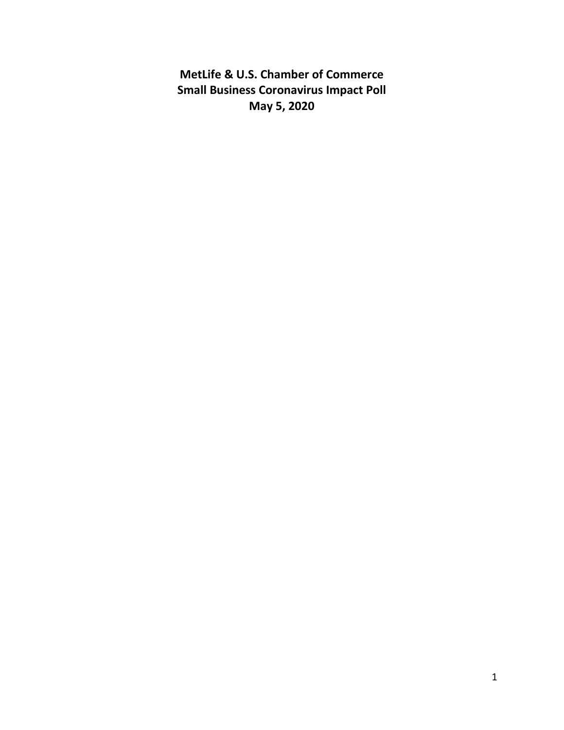# MetLife & U.S. Chamber of Commerce
# Small Business Coronavirus Impact Poll
# May 5, 2020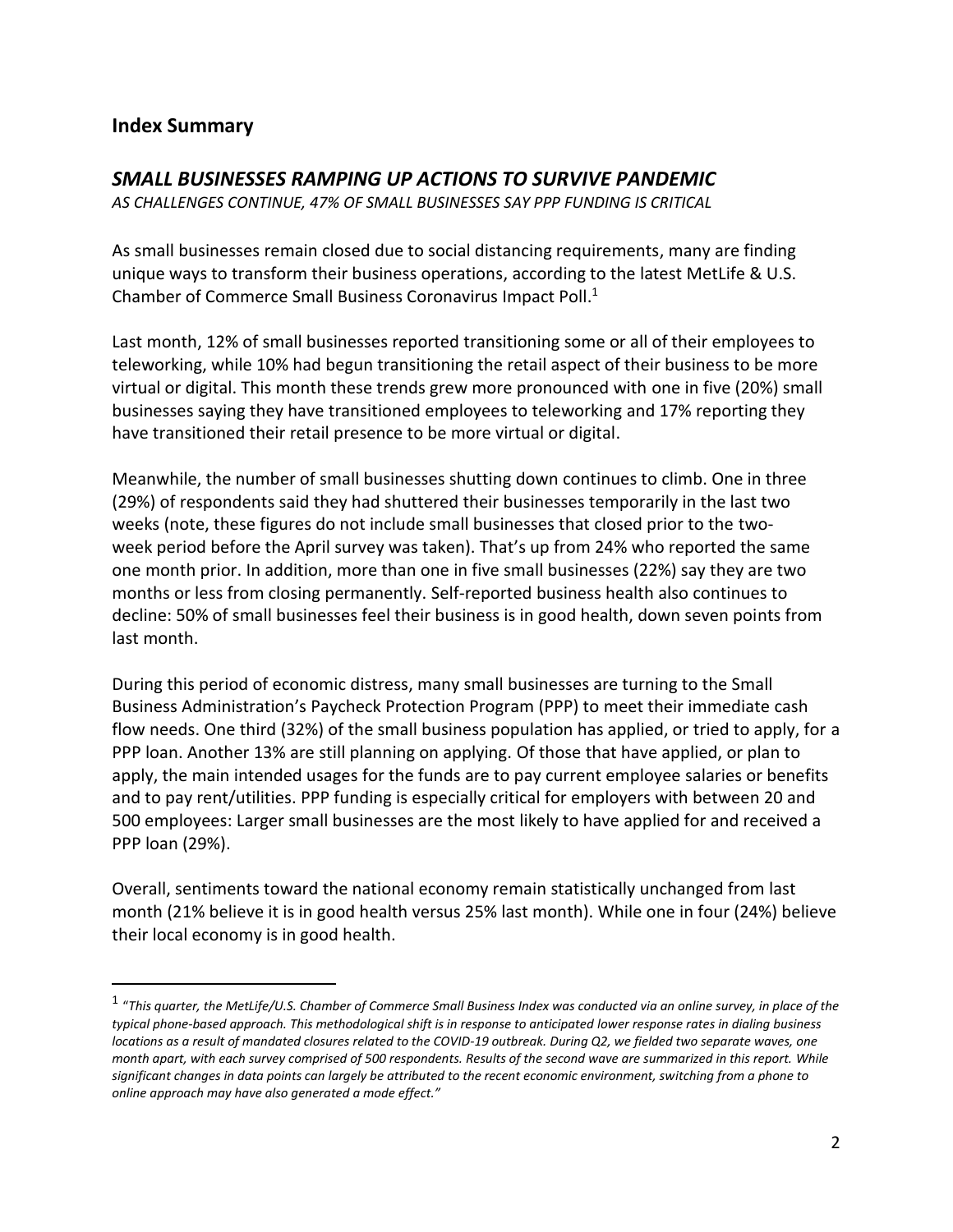## Index Summary

### *SMALL BUSINESSES RAMPING UP ACTIONS TO SURVIVE PANDEMIC*

*AS CHALLENGES CONTINUE, 47% OF SMALL BUSINESSES SAY PPP FUNDING IS CRITICAL*

As small businesses remain closed due to social distancing requirements, many are finding unique ways to transform their business operations, according to the latest MetLife & U.S. Chamber of Commerce Small Business Coronavirus Impact Poll.[1]

Last month, 12% of small businesses reported transitioning some or all of their employees to teleworking, while 10% had begun transitioning the retail aspect of their business to be more virtual or digital. This month these trends grew more pronounced with one in five (20%) small businesses saying they have transitioned employees to teleworking and 17% reporting they have transitioned their retail presence to be more virtual or digital.

Meanwhile, the number of small businesses shutting down continues to climb. One in three (29%) of respondents said they had shuttered their businesses temporarily in the last two weeks (note, these figures do not include small businesses that closed prior to the two-week period before the April survey was taken). That's up from 24% who reported the same one month prior. In addition, more than one in five small businesses (22%) say they are two months or less from closing permanently. Self-reported business health also continues to decline: 50% of small businesses feel their business is in good health, down seven points from last month.

During this period of economic distress, many small businesses are turning to the Small Business Administration's Paycheck Protection Program (PPP) to meet their immediate cash flow needs. One third (32%) of the small business population has applied, or tried to apply, for a PPP loan. Another 13% are still planning on applying. Of those that have applied, or plan to apply, the main intended usages for the funds are to pay current employee salaries or benefits and to pay rent/utilities. PPP funding is especially critical for employers with between 20 and 500 employees: Larger small businesses are the most likely to have applied for and received a PPP loan (29%).

Overall, sentiments toward the national economy remain statistically unchanged from last month (21% believe it is in good health versus 25% last month). While one in four (24%) believe their local economy is in good health.

---

[1] "*This quarter, the MetLife/U.S. Chamber of Commerce Small Business Index was conducted via an online survey, in place of the typical phone-based approach. This methodological shift is in response to anticipated lower response rates in dialing business locations as a result of mandated closures related to the COVID-19 outbreak. During Q2, we fielded two separate waves, one month apart, with each survey comprised of 500 respondents. Results of the second wave are summarized in this report. While significant changes in data points can largely be attributed to the recent economic environment, switching from a phone to online approach may have also generated a mode effect.*"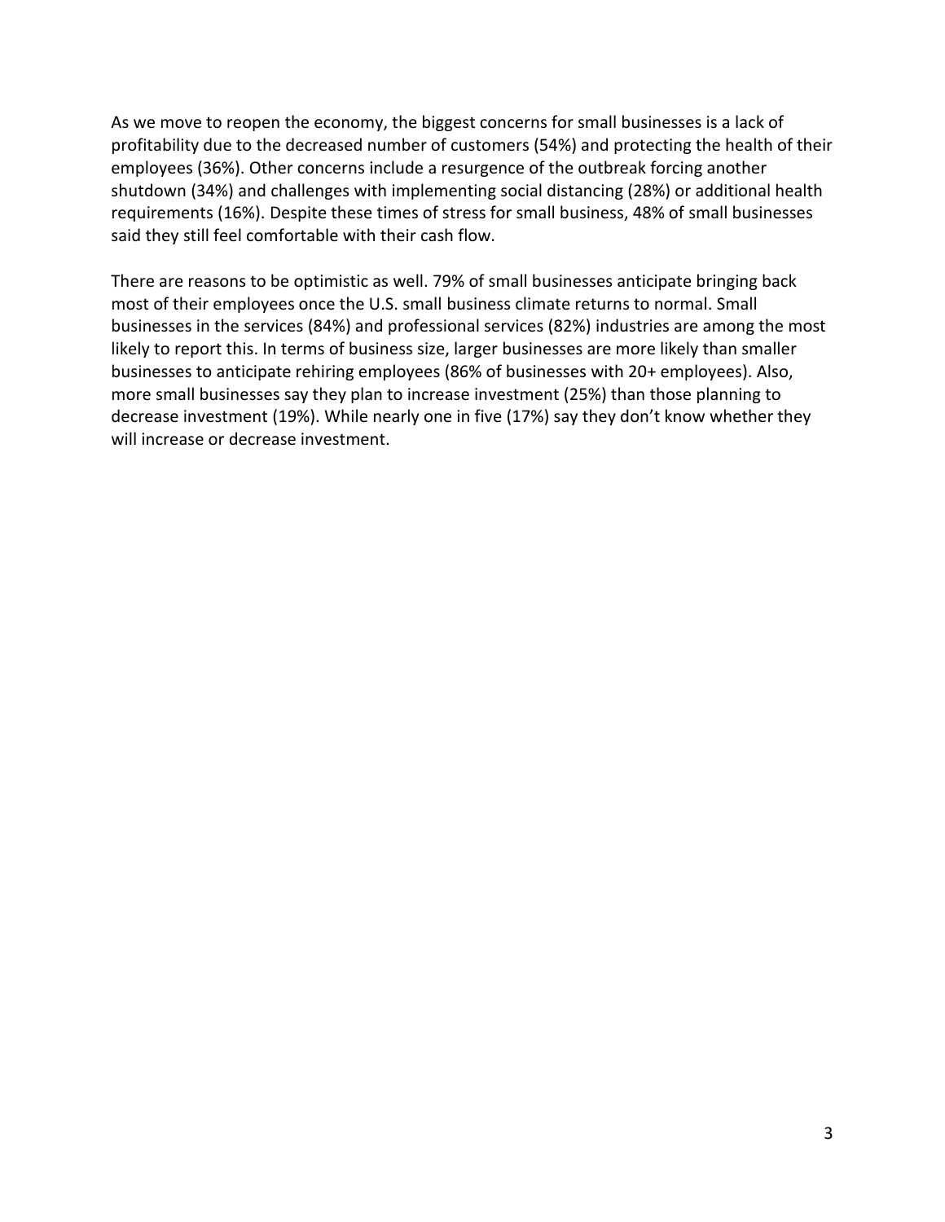As we move to reopen the economy, the biggest concerns for small businesses is a lack of profitability due to the decreased number of customers (54%) and protecting the health of their employees (36%). Other concerns include a resurgence of the outbreak forcing another shutdown (34%) and challenges with implementing social distancing (28%) or additional health requirements (16%). Despite these times of stress for small business, 48% of small businesses said they still feel comfortable with their cash flow.

There are reasons to be optimistic as well. 79% of small businesses anticipate bringing back most of their employees once the U.S. small business climate returns to normal. Small businesses in the services (84%) and professional services (82%) industries are among the most likely to report this. In terms of business size, larger businesses are more likely than smaller businesses to anticipate rehiring employees (86% of businesses with 20+ employees). Also, more small businesses say they plan to increase investment (25%) than those planning to decrease investment (19%). While nearly one in five (17%) say they don't know whether they will increase or decrease investment.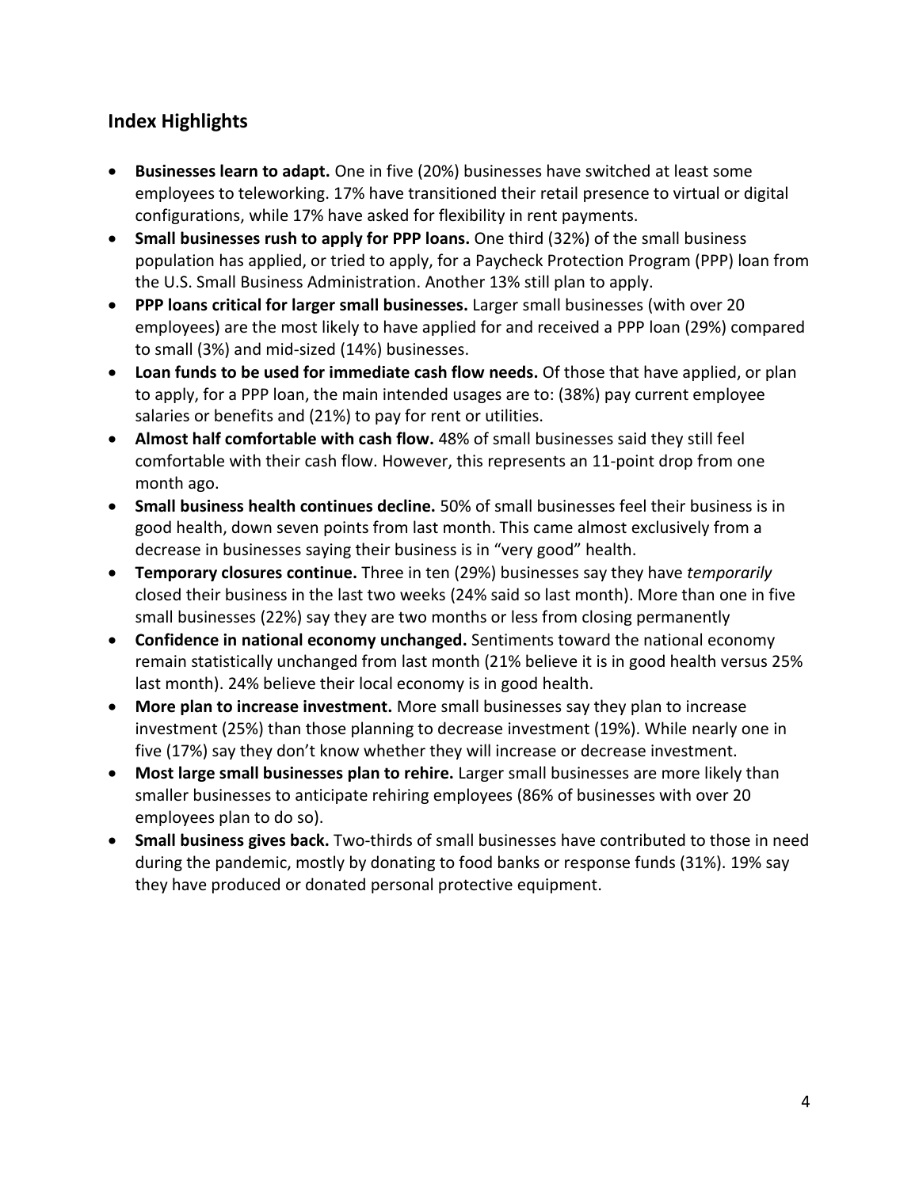## Index Highlights

- **Businesses learn to adapt.** One in five (20%) businesses have switched at least some employees to teleworking. 17% have transitioned their retail presence to virtual or digital configurations, while 17% have asked for flexibility in rent payments.
- **Small businesses rush to apply for PPP loans.** One third (32%) of the small business population has applied, or tried to apply, for a Paycheck Protection Program (PPP) loan from the U.S. Small Business Administration. Another 13% still plan to apply.
- **PPP loans critical for larger small businesses.** Larger small businesses (with over 20 employees) are the most likely to have applied for and received a PPP loan (29%) compared to small (3%) and mid-sized (14%) businesses.
- **Loan funds to be used for immediate cash flow needs.** Of those that have applied, or plan to apply, for a PPP loan, the main intended usages are to: (38%) pay current employee salaries or benefits and (21%) to pay for rent or utilities.
- **Almost half comfortable with cash flow.** 48% of small businesses said they still feel comfortable with their cash flow. However, this represents an 11-point drop from one month ago.
- **Small business health continues decline.** 50% of small businesses feel their business is in good health, down seven points from last month. This came almost exclusively from a decrease in businesses saying their business is in "very good" health.
- **Temporary closures continue.** Three in ten (29%) businesses say they have *temporarily* closed their business in the last two weeks (24% said so last month). More than one in five small businesses (22%) say they are two months or less from closing permanently
- **Confidence in national economy unchanged.** Sentiments toward the national economy remain statistically unchanged from last month (21% believe it is in good health versus 25% last month). 24% believe their local economy is in good health.
- **More plan to increase investment.** More small businesses say they plan to increase investment (25%) than those planning to decrease investment (19%). While nearly one in five (17%) say they don't know whether they will increase or decrease investment.
- **Most large small businesses plan to rehire.** Larger small businesses are more likely than smaller businesses to anticipate rehiring employees (86% of businesses with over 20 employees plan to do so).
- **Small business gives back.** Two-thirds of small businesses have contributed to those in need during the pandemic, mostly by donating to food banks or response funds (31%). 19% say they have produced or donated personal protective equipment.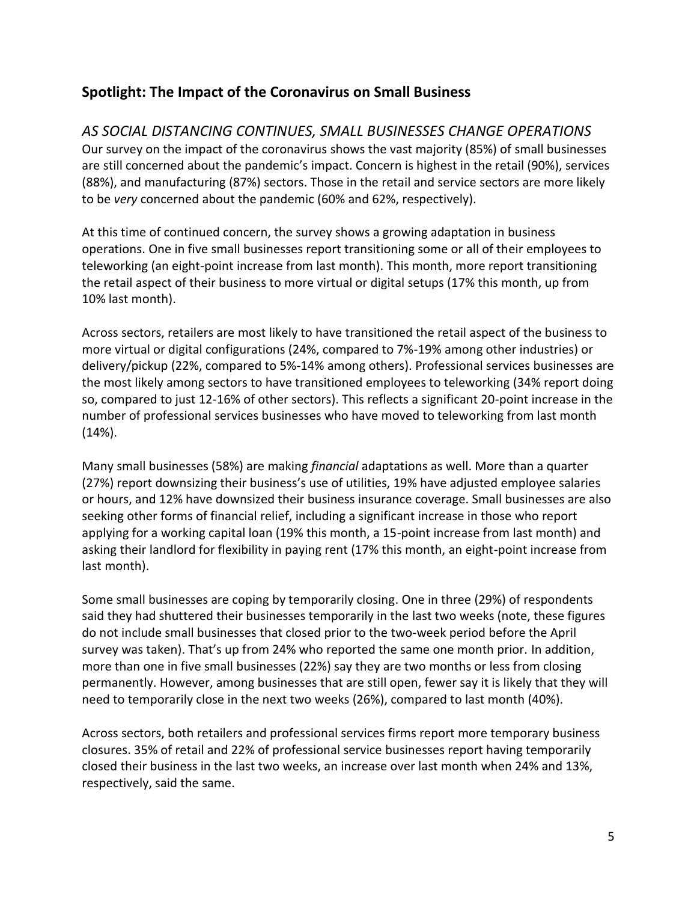## Spotlight: The Impact of the Coronavirus on Small Business

### *AS SOCIAL DISTANCING CONTINUES, SMALL BUSINESSES CHANGE OPERATIONS*

Our survey on the impact of the coronavirus shows the vast majority (85%) of small businesses are still concerned about the pandemic's impact. Concern is highest in the retail (90%), services (88%), and manufacturing (87%) sectors. Those in the retail and service sectors are more likely to be *very* concerned about the pandemic (60% and 62%, respectively).

At this time of continued concern, the survey shows a growing adaptation in business operations. One in five small businesses report transitioning some or all of their employees to teleworking (an eight-point increase from last month). This month, more report transitioning the retail aspect of their business to more virtual or digital setups (17% this month, up from 10% last month).

Across sectors, retailers are most likely to have transitioned the retail aspect of the business to more virtual or digital configurations (24%, compared to 7%-19% among other industries) or delivery/pickup (22%, compared to 5%-14% among others). Professional services businesses are the most likely among sectors to have transitioned employees to teleworking (34% report doing so, compared to just 12-16% of other sectors). This reflects a significant 20-point increase in the number of professional services businesses who have moved to teleworking from last month (14%).

Many small businesses (58%) are making *financial* adaptations as well. More than a quarter (27%) report downsizing their business's use of utilities, 19% have adjusted employee salaries or hours, and 12% have downsized their business insurance coverage. Small businesses are also seeking other forms of financial relief, including a significant increase in those who report applying for a working capital loan (19% this month, a 15-point increase from last month) and asking their landlord for flexibility in paying rent (17% this month, an eight-point increase from last month).

Some small businesses are coping by temporarily closing. One in three (29%) of respondents said they had shuttered their businesses temporarily in the last two weeks (note, these figures do not include small businesses that closed prior to the two-week period before the April survey was taken). That's up from 24% who reported the same one month prior. In addition, more than one in five small businesses (22%) say they are two months or less from closing permanently. However, among businesses that are still open, fewer say it is likely that they will need to temporarily close in the next two weeks (26%), compared to last month (40%).

Across sectors, both retailers and professional services firms report more temporary business closures. 35% of retail and 22% of professional service businesses report having temporarily closed their business in the last two weeks, an increase over last month when 24% and 13%, respectively, said the same.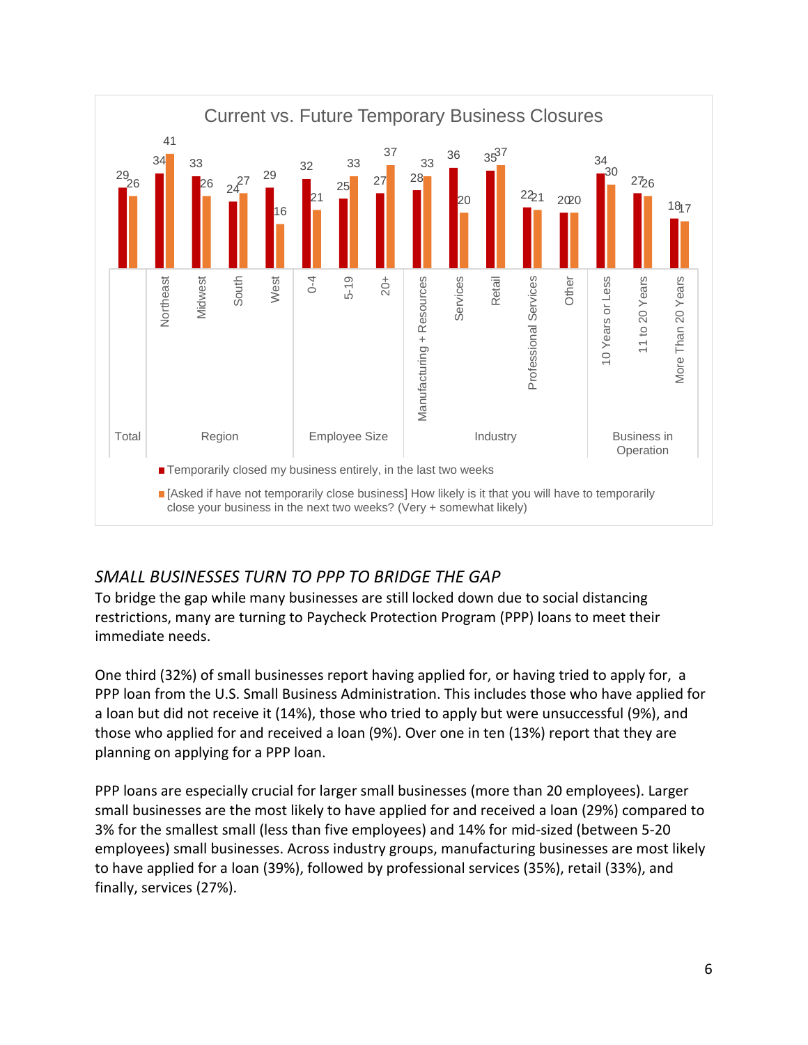## Current vs. Future Temporary Business Closures

| Group | Category | Temporarily closed my business entirely, in the last two weeks | [Asked if have not temporarily close business] How likely is it that you will have to temporarily close your business in the next two weeks? (Very + somewhat likely) |
|---|---|---|---|
| Total | Total | 29 | 26 |
| Region | Northeast | 34 | 41 |
| Region | Midwest | 33 | 26 |
| Region | South | 24 | 27 |
| Region | West | 29 | 16 |
| Employee Size | 0-4 | 32 | 21 |
| Employee Size | 5-19 | 25 | 33 |
| Employee Size | 20+ | 27 | 37 |
| Industry | Manufacturing + Resources | 28 | 33 |
| Industry | Services | 36 | 20 |
| Industry | Retail | 35 | 37 |
| Industry | Professional Services | 22 | 21 |
| Industry | Other | 20 | 20 |
| Business in Operation | 10 Years or Less | 34 | 30 |
| Business in Operation | 11 to 20 Years | 27 | 26 |
| Business in Operation | More Than 20 Years | 18 | 17 |

### *SMALL BUSINESSES TURN TO PPP TO BRIDGE THE GAP*

To bridge the gap while many businesses are still locked down due to social distancing restrictions, many are turning to Paycheck Protection Program (PPP) loans to meet their immediate needs.

One third (32%) of small businesses report having applied for, or having tried to apply for, a PPP loan from the U.S. Small Business Administration. This includes those who have applied for a loan but did not receive it (14%), those who tried to apply but were unsuccessful (9%), and those who applied for and received a loan (9%). Over one in ten (13%) report that they are planning on applying for a PPP loan.

PPP loans are especially crucial for larger small businesses (more than 20 employees). Larger small businesses are the most likely to have applied for and received a loan (29%) compared to 3% for the smallest small (less than five employees) and 14% for mid-sized (between 5-20 employees) small businesses. Across industry groups, manufacturing businesses are most likely to have applied for a loan (39%), followed by professional services (35%), retail (33%), and finally, services (27%).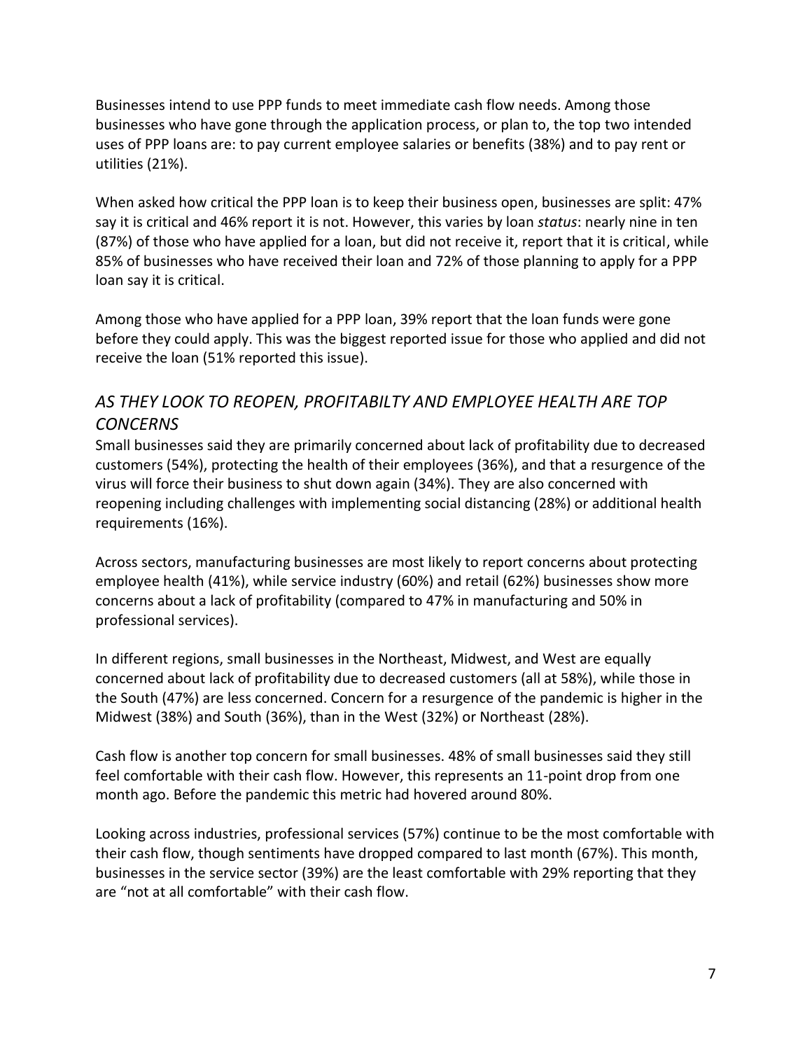Businesses intend to use PPP funds to meet immediate cash flow needs. Among those businesses who have gone through the application process, or plan to, the top two intended uses of PPP loans are: to pay current employee salaries or benefits (38%) and to pay rent or utilities (21%).

When asked how critical the PPP loan is to keep their business open, businesses are split: 47% say it is critical and 46% report it is not. However, this varies by loan *status*: nearly nine in ten (87%) of those who have applied for a loan, but did not receive it, report that it is critical, while 85% of businesses who have received their loan and 72% of those planning to apply for a PPP loan say it is critical.

Among those who have applied for a PPP loan, 39% report that the loan funds were gone before they could apply. This was the biggest reported issue for those who applied and did not receive the loan (51% reported this issue).

## *AS THEY LOOK TO REOPEN, PROFITABILTY AND EMPLOYEE HEALTH ARE TOP CONCERNS*

Small businesses said they are primarily concerned about lack of profitability due to decreased customers (54%), protecting the health of their employees (36%), and that a resurgence of the virus will force their business to shut down again (34%). They are also concerned with reopening including challenges with implementing social distancing (28%) or additional health requirements (16%).

Across sectors, manufacturing businesses are most likely to report concerns about protecting employee health (41%), while service industry (60%) and retail (62%) businesses show more concerns about a lack of profitability (compared to 47% in manufacturing and 50% in professional services).

In different regions, small businesses in the Northeast, Midwest, and West are equally concerned about lack of profitability due to decreased customers (all at 58%), while those in the South (47%) are less concerned. Concern for a resurgence of the pandemic is higher in the Midwest (38%) and South (36%), than in the West (32%) or Northeast (28%).

Cash flow is another top concern for small businesses. 48% of small businesses said they still feel comfortable with their cash flow. However, this represents an 11-point drop from one month ago. Before the pandemic this metric had hovered around 80%.

Looking across industries, professional services (57%) continue to be the most comfortable with their cash flow, though sentiments have dropped compared to last month (67%). This month, businesses in the service sector (39%) are the least comfortable with 29% reporting that they are "not at all comfortable" with their cash flow.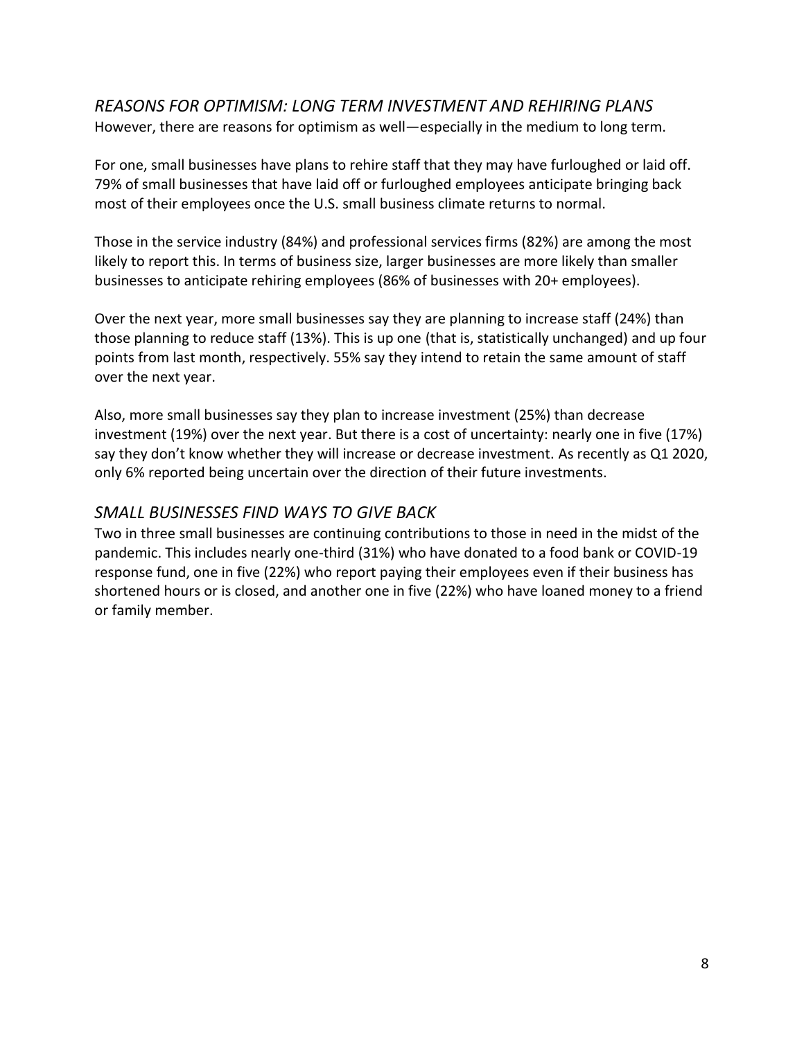## *REASONS FOR OPTIMISM: LONG TERM INVESTMENT AND REHIRING PLANS*

However, there are reasons for optimism as well—especially in the medium to long term.

For one, small businesses have plans to rehire staff that they may have furloughed or laid off. 79% of small businesses that have laid off or furloughed employees anticipate bringing back most of their employees once the U.S. small business climate returns to normal.

Those in the service industry (84%) and professional services firms (82%) are among the most likely to report this. In terms of business size, larger businesses are more likely than smaller businesses to anticipate rehiring employees (86% of businesses with 20+ employees).

Over the next year, more small businesses say they are planning to increase staff (24%) than those planning to reduce staff (13%). This is up one (that is, statistically unchanged) and up four points from last month, respectively. 55% say they intend to retain the same amount of staff over the next year.

Also, more small businesses say they plan to increase investment (25%) than decrease investment (19%) over the next year. But there is a cost of uncertainty: nearly one in five (17%) say they don't know whether they will increase or decrease investment. As recently as Q1 2020, only 6% reported being uncertain over the direction of their future investments.

## *SMALL BUSINESSES FIND WAYS TO GIVE BACK*

Two in three small businesses are continuing contributions to those in need in the midst of the pandemic. This includes nearly one-third (31%) who have donated to a food bank or COVID-19 response fund, one in five (22%) who report paying their employees even if their business has shortened hours or is closed, and another one in five (22%) who have loaned money to a friend or family member.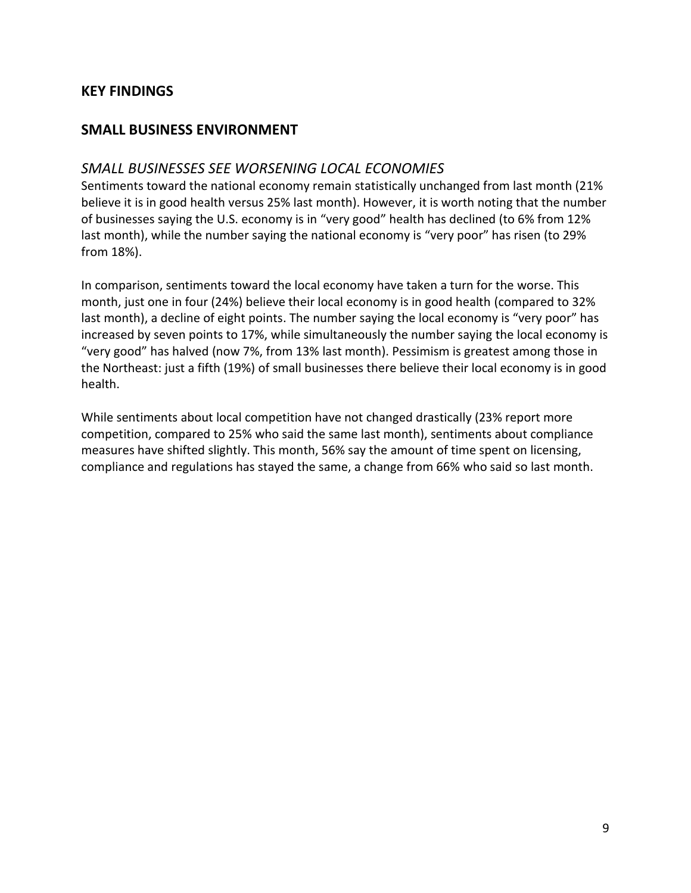## KEY FINDINGS

## SMALL BUSINESS ENVIRONMENT

### *SMALL BUSINESSES SEE WORSENING LOCAL ECONOMIES*

Sentiments toward the national economy remain statistically unchanged from last month (21% believe it is in good health versus 25% last month). However, it is worth noting that the number of businesses saying the U.S. economy is in "very good" health has declined (to 6% from 12% last month), while the number saying the national economy is "very poor" has risen (to 29% from 18%).

In comparison, sentiments toward the local economy have taken a turn for the worse. This month, just one in four (24%) believe their local economy is in good health (compared to 32% last month), a decline of eight points. The number saying the local economy is "very poor" has increased by seven points to 17%, while simultaneously the number saying the local economy is "very good" has halved (now 7%, from 13% last month). Pessimism is greatest among those in the Northeast: just a fifth (19%) of small businesses there believe their local economy is in good health.

While sentiments about local competition have not changed drastically (23% report more competition, compared to 25% who said the same last month), sentiments about compliance measures have shifted slightly. This month, 56% say the amount of time spent on licensing, compliance and regulations has stayed the same, a change from 66% who said so last month.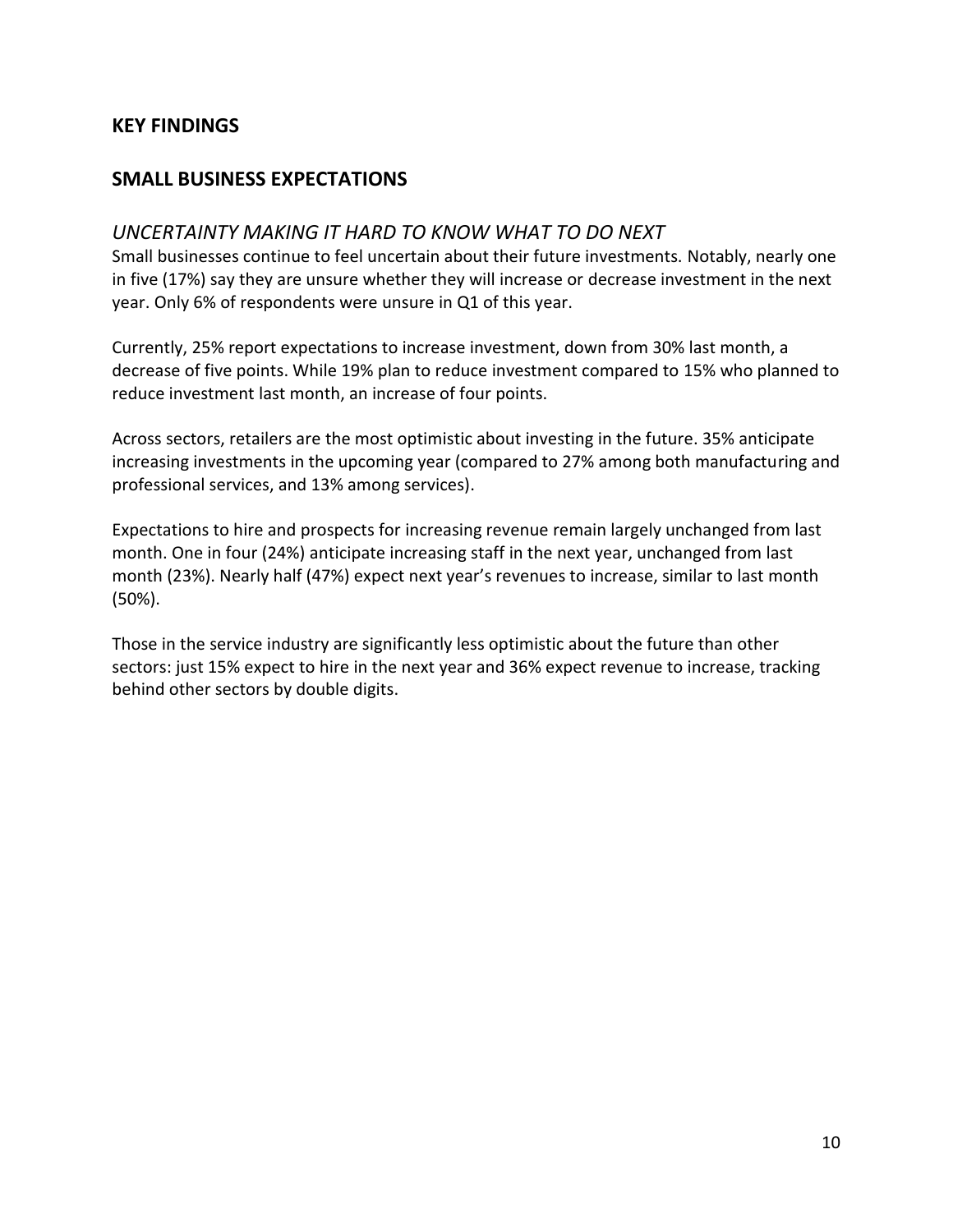## KEY FINDINGS

## SMALL BUSINESS EXPECTATIONS

### *UNCERTAINTY MAKING IT HARD TO KNOW WHAT TO DO NEXT*

Small businesses continue to feel uncertain about their future investments. Notably, nearly one in five (17%) say they are unsure whether they will increase or decrease investment in the next year. Only 6% of respondents were unsure in Q1 of this year.

Currently, 25% report expectations to increase investment, down from 30% last month, a decrease of five points. While 19% plan to reduce investment compared to 15% who planned to reduce investment last month, an increase of four points.

Across sectors, retailers are the most optimistic about investing in the future. 35% anticipate increasing investments in the upcoming year (compared to 27% among both manufacturing and professional services, and 13% among services).

Expectations to hire and prospects for increasing revenue remain largely unchanged from last month. One in four (24%) anticipate increasing staff in the next year, unchanged from last month (23%). Nearly half (47%) expect next year's revenues to increase, similar to last month (50%).

Those in the service industry are significantly less optimistic about the future than other sectors: just 15% expect to hire in the next year and 36% expect revenue to increase, tracking behind other sectors by double digits.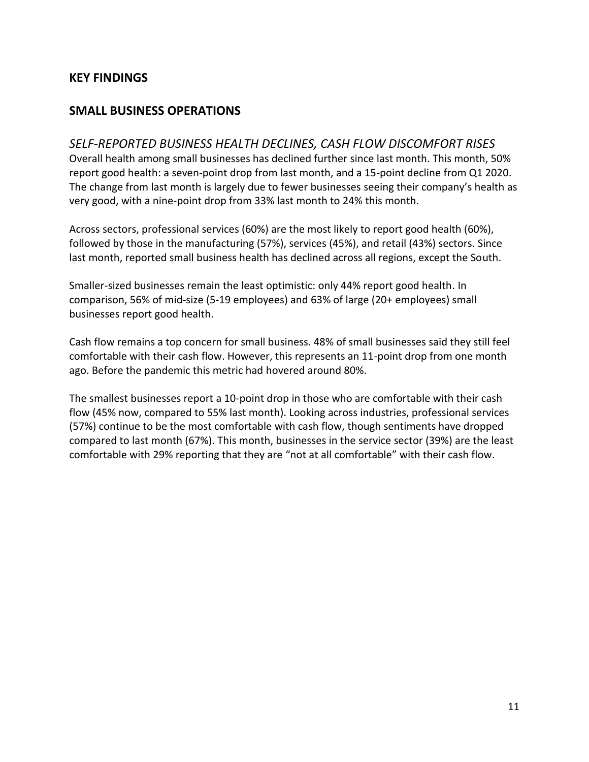## KEY FINDINGS

## SMALL BUSINESS OPERATIONS

### *SELF-REPORTED BUSINESS HEALTH DECLINES, CASH FLOW DISCOMFORT RISES*

Overall health among small businesses has declined further since last month. This month, 50% report good health: a seven-point drop from last month, and a 15-point decline from Q1 2020. The change from last month is largely due to fewer businesses seeing their company's health as very good, with a nine-point drop from 33% last month to 24% this month.

Across sectors, professional services (60%) are the most likely to report good health (60%), followed by those in the manufacturing (57%), services (45%), and retail (43%) sectors. Since last month, reported small business health has declined across all regions, except the South.

Smaller-sized businesses remain the least optimistic: only 44% report good health. In comparison, 56% of mid-size (5-19 employees) and 63% of large (20+ employees) small businesses report good health.

Cash flow remains a top concern for small business. 48% of small businesses said they still feel comfortable with their cash flow. However, this represents an 11-point drop from one month ago. Before the pandemic this metric had hovered around 80%.

The smallest businesses report a 10-point drop in those who are comfortable with their cash flow (45% now, compared to 55% last month). Looking across industries, professional services (57%) continue to be the most comfortable with cash flow, though sentiments have dropped compared to last month (67%). This month, businesses in the service sector (39%) are the least comfortable with 29% reporting that they are "not at all comfortable" with their cash flow.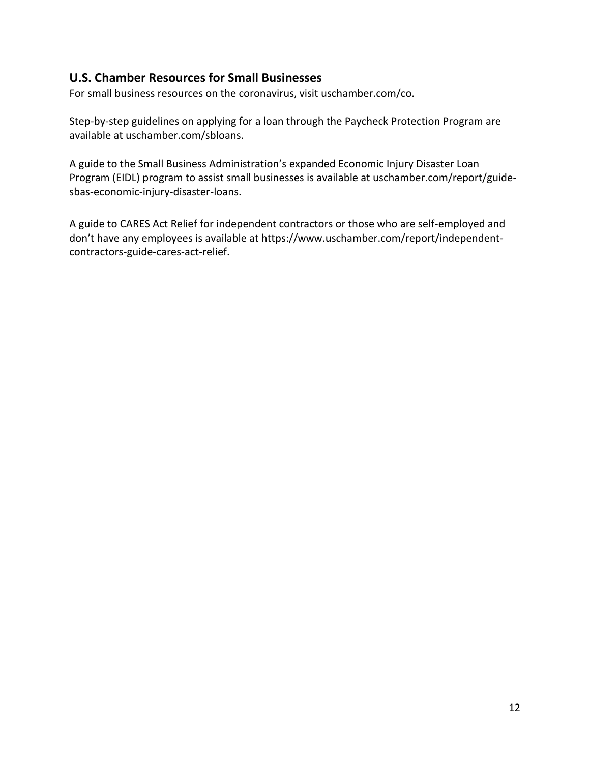## U.S. Chamber Resources for Small Businesses

For small business resources on the coronavirus, visit uschamber.com/co.

Step-by-step guidelines on applying for a loan through the Paycheck Protection Program are available at uschamber.com/sbloans.

A guide to the Small Business Administration's expanded Economic Injury Disaster Loan Program (EIDL) program to assist small businesses is available at uschamber.com/report/guide-sbas-economic-injury-disaster-loans.

A guide to CARES Act Relief for independent contractors or those who are self-employed and don't have any employees is available at https://www.uschamber.com/report/independent-contractors-guide-cares-act-relief.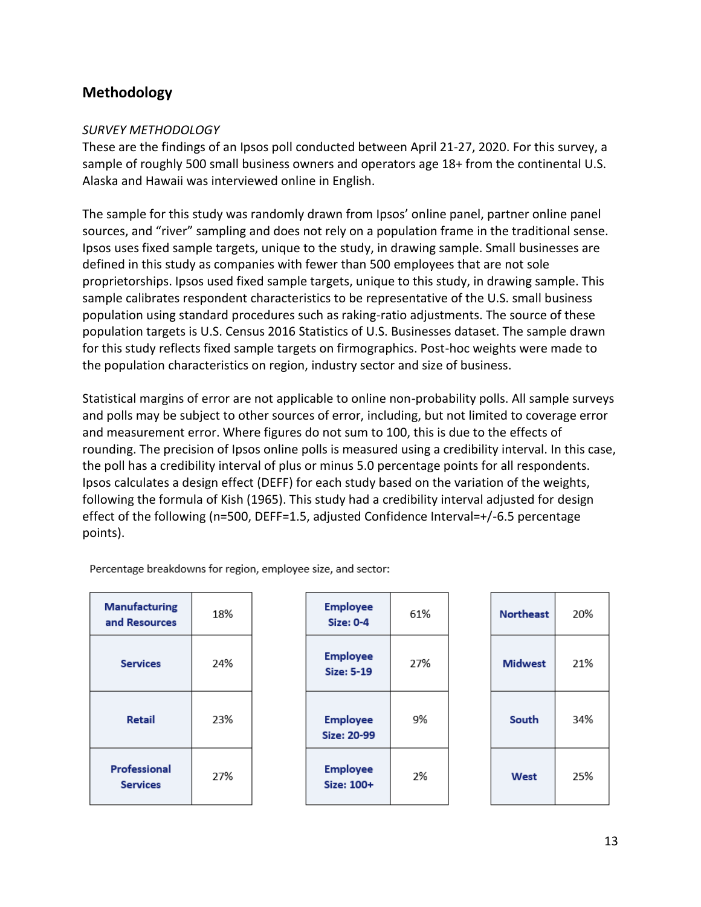## Methodology

*SURVEY METHODOLOGY*

These are the findings of an Ipsos poll conducted between April 21-27, 2020. For this survey, a sample of roughly 500 small business owners and operators age 18+ from the continental U.S. Alaska and Hawaii was interviewed online in English.

The sample for this study was randomly drawn from Ipsos' online panel, partner online panel sources, and "river" sampling and does not rely on a population frame in the traditional sense. Ipsos uses fixed sample targets, unique to the study, in drawing sample. Small businesses are defined in this study as companies with fewer than 500 employees that are not sole proprietorships. Ipsos used fixed sample targets, unique to this study, in drawing sample. This sample calibrates respondent characteristics to be representative of the U.S. small business population using standard procedures such as raking-ratio adjustments. The source of these population targets is U.S. Census 2016 Statistics of U.S. Businesses dataset. The sample drawn for this study reflects fixed sample targets on firmographics. Post-hoc weights were made to the population characteristics on region, industry sector and size of business.

Statistical margins of error are not applicable to online non-probability polls. All sample surveys and polls may be subject to other sources of error, including, but not limited to coverage error and measurement error. Where figures do not sum to 100, this is due to the effects of rounding. The precision of Ipsos online polls is measured using a credibility interval. In this case, the poll has a credibility interval of plus or minus 5.0 percentage points for all respondents. Ipsos calculates a design effect (DEFF) for each study based on the variation of the weights, following the formula of Kish (1965). This study had a credibility interval adjusted for design effect of the following (n=500, DEFF=1.5, adjusted Confidence Interval=+/-6.5 percentage points).

Percentage breakdowns for region, employee size, and sector:

| | |
|---|---|
| **Manufacturing and Resources** | 18% |
| **Services** | 24% |
| **Retail** | 23% |
| **Professional Services** | 27% |

| | |
|---|---|
| **Employee Size: 0-4** | 61% |
| **Employee Size: 5-19** | 27% |
| **Employee Size: 20-99** | 9% |
| **Employee Size: 100+** | 2% |

| | |
|---|---|
| **Northeast** | 20% |
| **Midwest** | 21% |
| **South** | 34% |
| **West** | 25% |